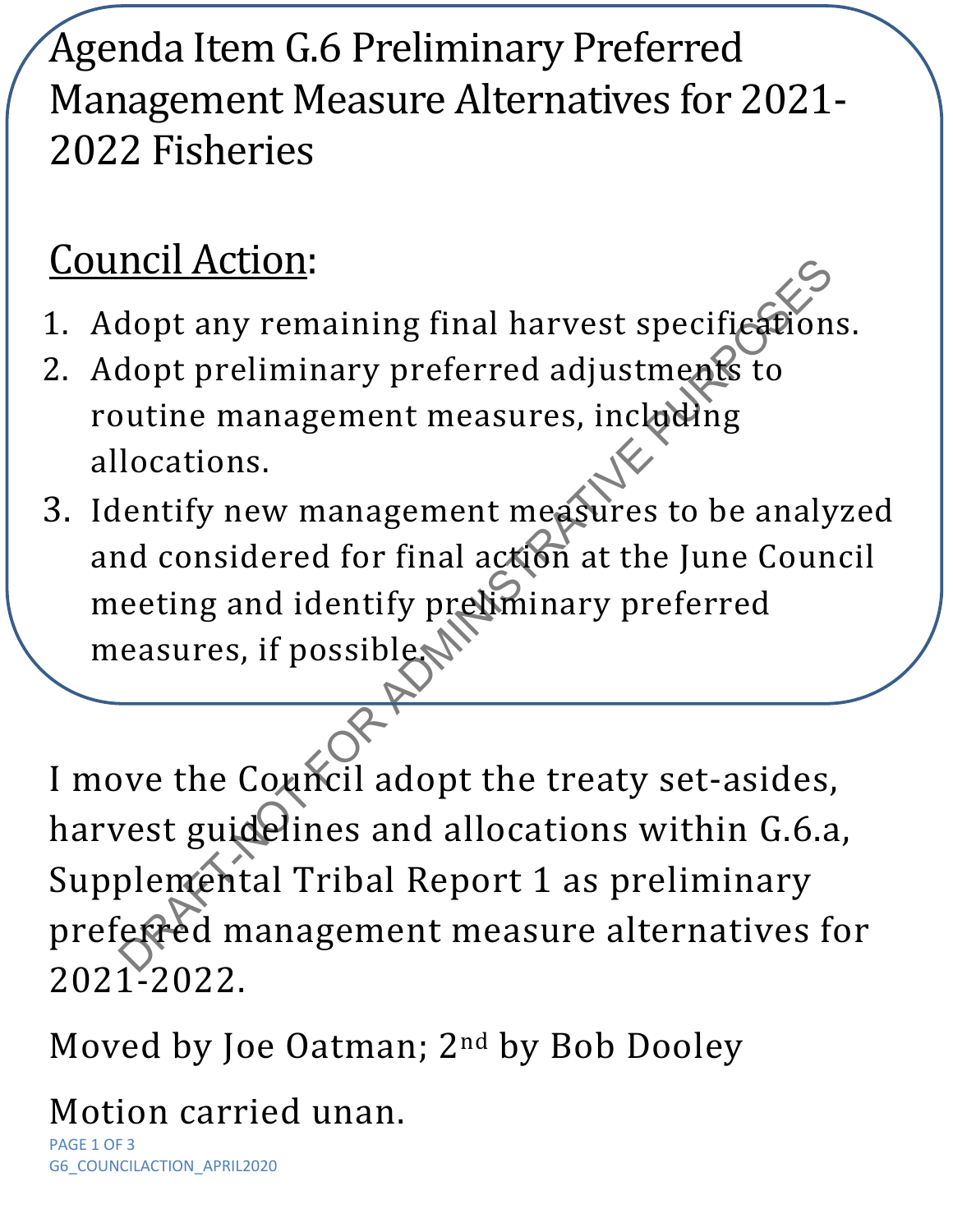# Agenda Item G.6 Preliminary Preferred Management Measure Alternatives for 2021-2022 Fisheries

## Council Action:

1. Adopt any remaining final harvest specifications.
2. Adopt preliminary preferred adjustments to routine management measures, including allocations.
3. Identify new management measures to be analyzed and considered for final action at the June Council meeting and identify preliminary preferred measures, if possible.

DRAFT-NOT FOR ADMINISTRATIVE PURPOSES

I move the Council adopt the treaty set-asides, harvest guidelines and allocations within G.6.a, Supplemental Tribal Report 1 as preliminary preferred management measure alternatives for 2021-2022.

Moved by Joe Oatman; 2nd by Bob Dooley

Motion carried unan.

G6_COUNCILACTION_APRIL2020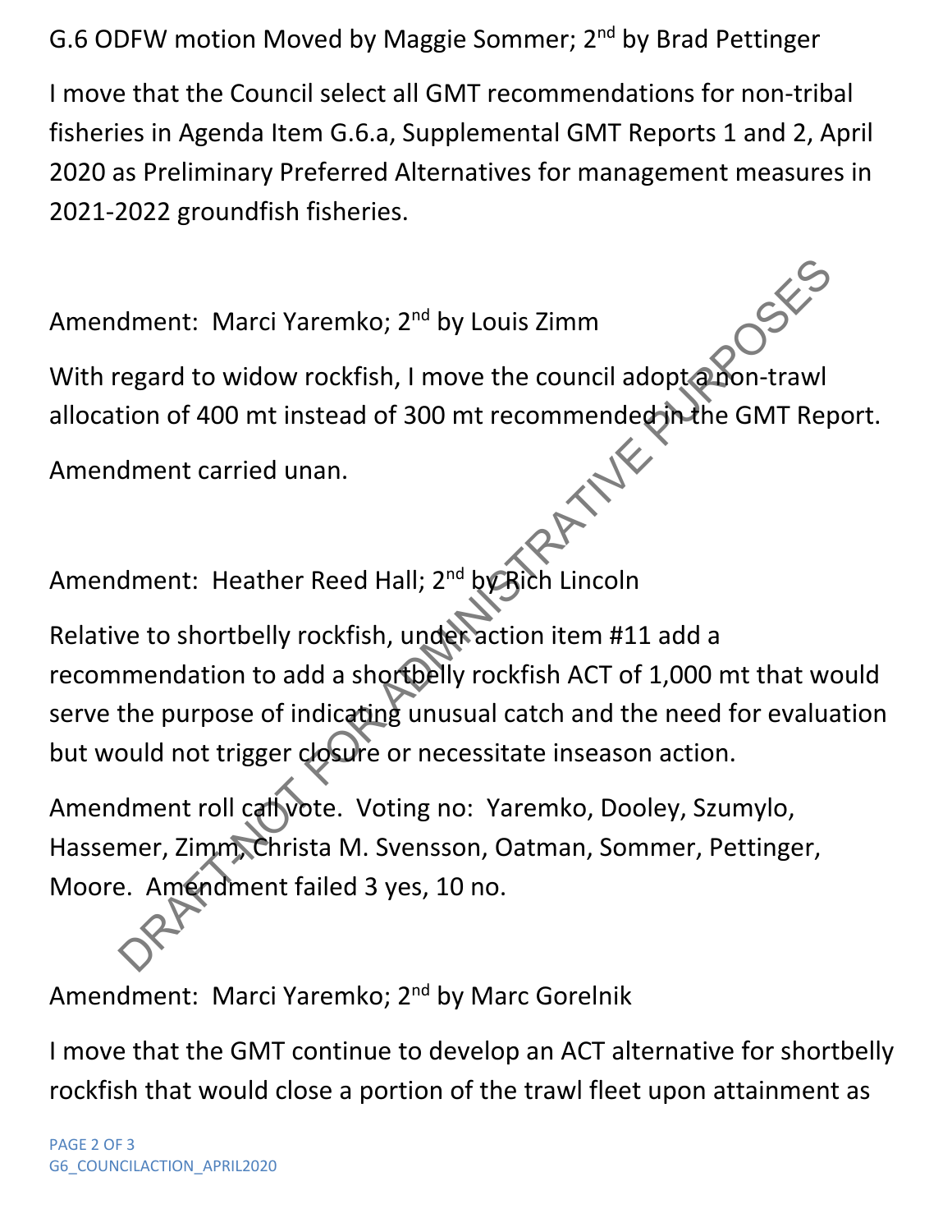G.6 ODFW motion Moved by Maggie Sommer; 2nd by Brad Pettinger

I move that the Council select all GMT recommendations for non-tribal fisheries in Agenda Item G.6.a, Supplemental GMT Reports 1 and 2, April 2020 as Preliminary Preferred Alternatives for management measures in 2021-2022 groundfish fisheries.

Amendment: Marci Yaremko; 2nd by Louis Zimm

With regard to widow rockfish, I move the council adopt a non-trawl allocation of 400 mt instead of 300 mt recommended in the GMT Report.

Amendment carried unan.

Amendment: Heather Reed Hall; 2nd by Rich Lincoln

Relative to shortbelly rockfish, under action item #11 add a recommendation to add a shortbelly rockfish ACT of 1,000 mt that would serve the purpose of indicating unusual catch and the need for evaluation but would not trigger closure or necessitate inseason action.

Amendment roll call vote. Voting no: Yaremko, Dooley, Szumylo, Hassemer, Zimm, Christa M. Svensson, Oatman, Sommer, Pettinger, Moore. Amendment failed 3 yes, 10 no.

Amendment: Marci Yaremko; 2nd by Marc Gorelnik

I move that the GMT continue to develop an ACT alternative for shortbelly rockfish that would close a portion of the trawl fleet upon attainment as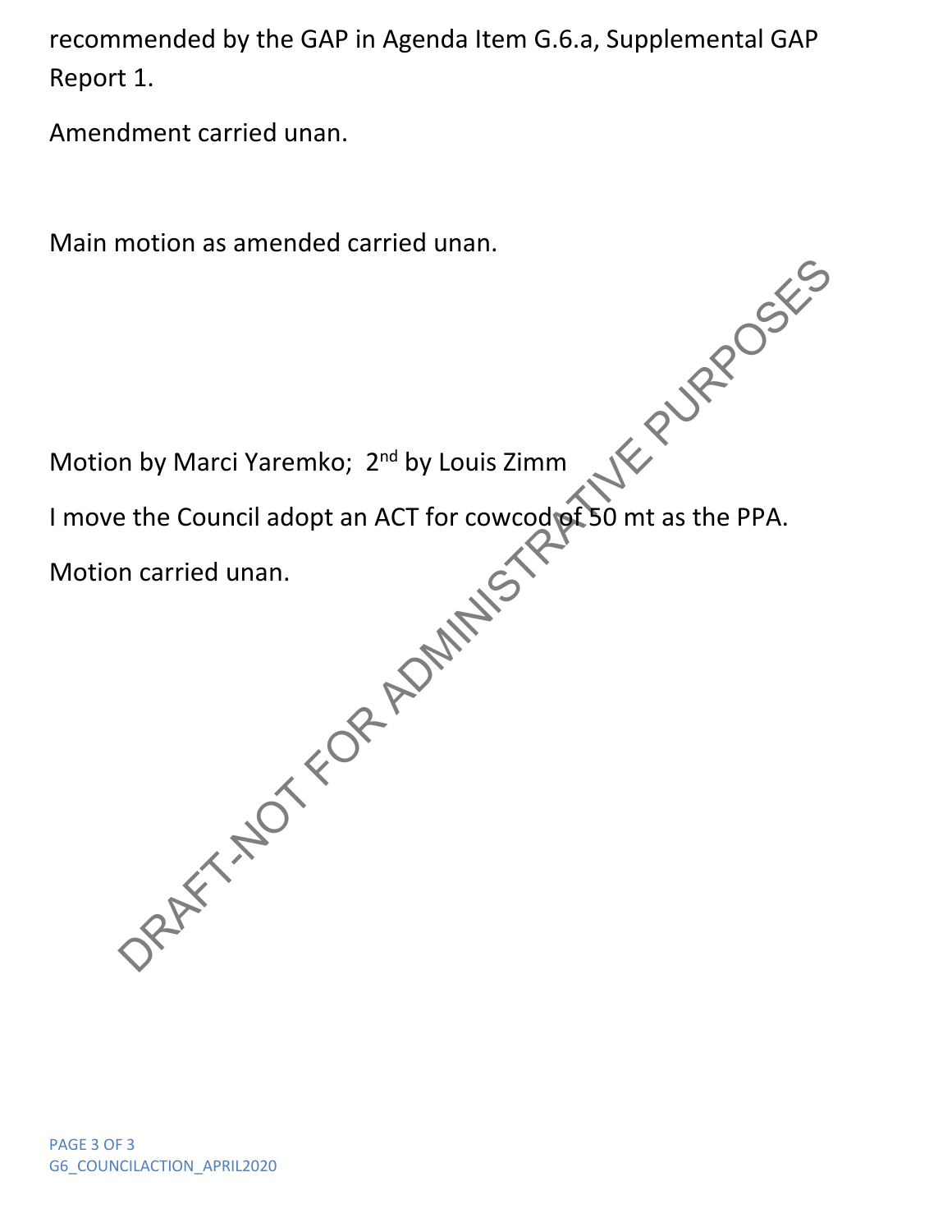recommended by the GAP in Agenda Item G.6.a, Supplemental GAP Report 1.

Amendment carried unan.

Main motion as amended carried unan.

Motion by Marci Yaremko; 2nd by Louis Zimm

I move the Council adopt an ACT for cowcod of 50 mt as the PPA.

Motion carried unan.

DRAFT-NOT FOR ADMINISTRATIVE PURPOSES